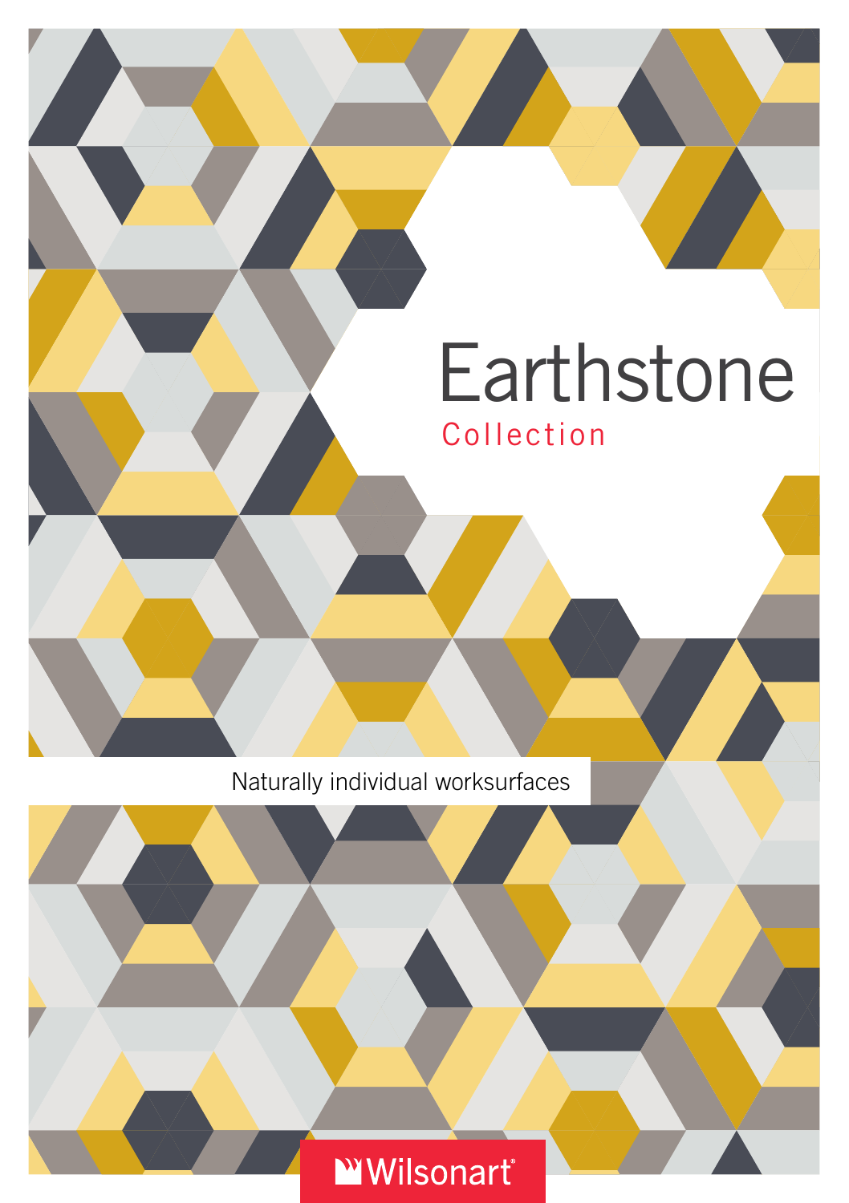# Earthstone

## Collection

Naturally individual worksurfaces

Wilsonart®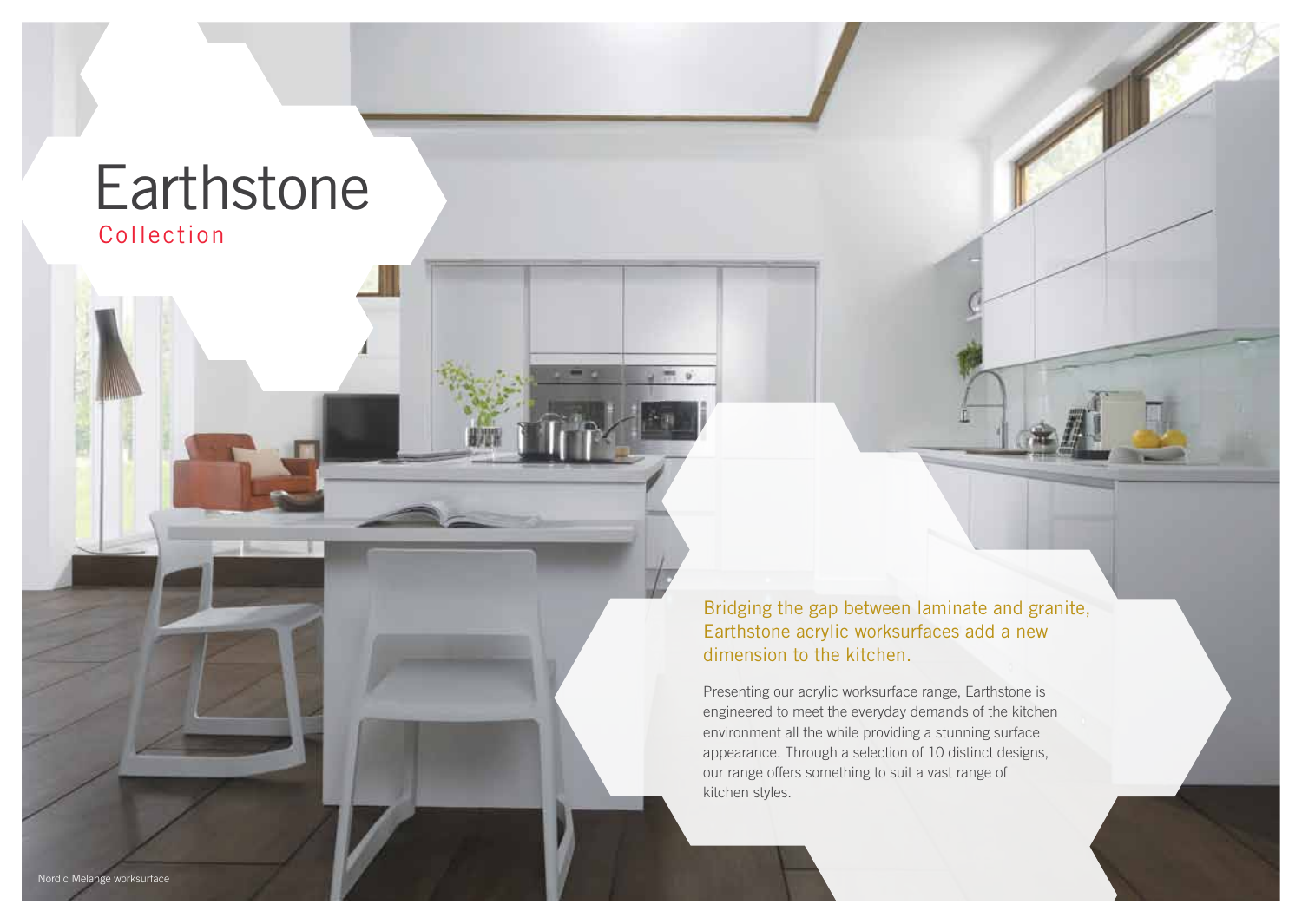# Earthstone

## Collection

Bridging the gap between laminate and granite, Earthstone acrylic worksurfaces add a new dimension to the kitchen.

Presenting our acrylic worksurface range, Earthstone is engineered to meet the everyday demands of the kitchen environment all the while providing a stunning surface appearance. Through a selection of 10 distinct designs, our range offers something to suit a vast range of kitchen styles.

Nordic Melange worksurface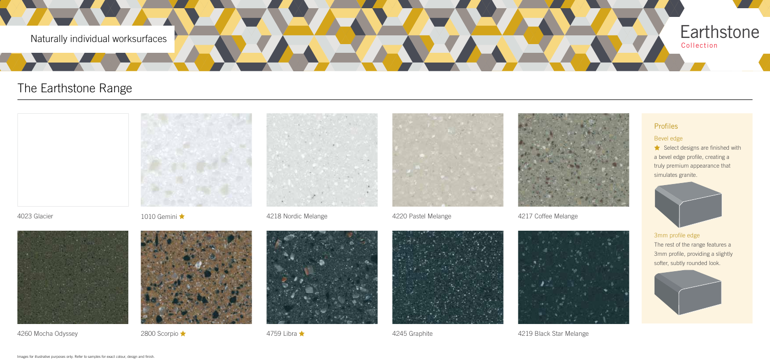Naturally individual worksurfaces

Earthstone
Collection

# The Earthstone Range

4023 Glacier

1010 Gemini ★

4218 Nordic Melange

4220 Pastel Melange

4217 Coffee Melange

4260 Mocha Odyssey

2800 Scorpio ★

4759 Libra ★

4245 Graphite

4219 Black Star Melange

## Profiles

### Bevel edge

★ Select designs are finished with a bevel edge profile, creating a truly premium appearance that simulates granite.

### 3mm profile edge

The rest of the range features a 3mm profile, providing a slightly softer, subtly rounded look.

Images for illustrative purposes only. Refer to samples for exact colour, design and finish.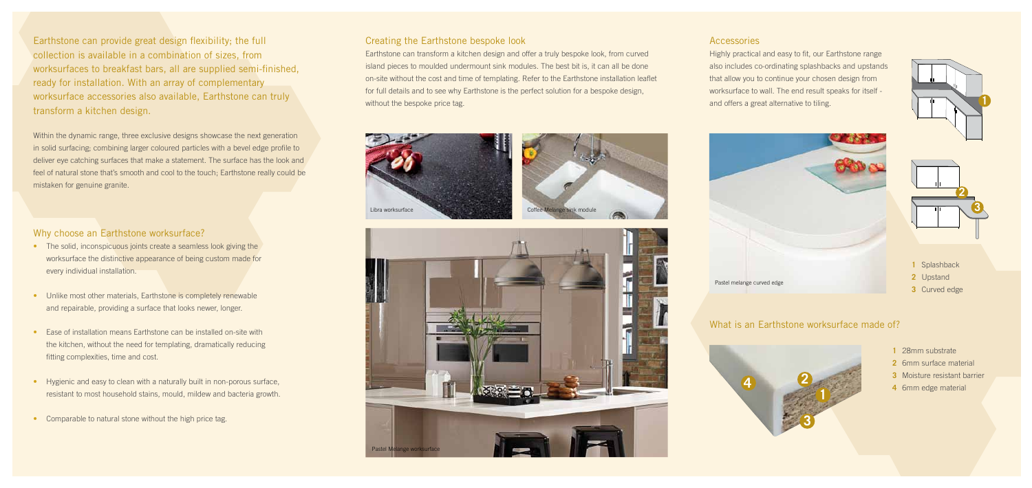Earthstone can provide great design flexibility; the full collection is available in a combination of sizes, from worksurfaces to breakfast bars, all are supplied semi-finished, ready for installation. With an array of complementary worksurface accessories also available, Earthstone can truly transform a kitchen design.

Within the dynamic range, three exclusive designs showcase the next generation in solid surfacing; combining larger coloured particles with a bevel edge profile to deliver eye catching surfaces that make a statement. The surface has the look and feel of natural stone that's smooth and cool to the touch; Earthstone really could be mistaken for genuine granite.

## Why choose an Earthstone worksurface?

- The solid, inconspicuous joints create a seamless look giving the worksurface the distinctive appearance of being custom made for every individual installation.
- Unlike most other materials, Earthstone is completely renewable and repairable, providing a surface that looks newer, longer.
- Ease of installation means Earthstone can be installed on-site with the kitchen, without the need for templating, dramatically reducing fitting complexities, time and cost.
- Hygienic and easy to clean with a naturally built in non-porous surface, resistant to most household stains, mould, mildew and bacteria growth.
- Comparable to natural stone without the high price tag.

## Creating the Earthstone bespoke look

Earthstone can transform a kitchen design and offer a truly bespoke look, from curved island pieces to moulded undermount sink modules. The best bit is, it can all be done on-site without the cost and time of templating. Refer to the Earthstone installation leaflet for full details and to see why Earthstone is the perfect solution for a bespoke design, without the bespoke price tag.

Libra worksurface

Coffee Melange sink module

Pastel Melange worksurface

## Accessories

Highly practical and easy to fit, our Earthstone range also includes co-ordinating splashbacks and upstands that allow you to continue your chosen design from worksurface to wall. The end result speaks for itself - and offers a great alternative to tiling.

Pastel melange curved edge

1. Splashback
2. Upstand
3. Curved edge

## What is an Earthstone worksurface made of?

1. 28mm substrate
2. 6mm surface material
3. Moisture resistant barrier
4. 6mm edge material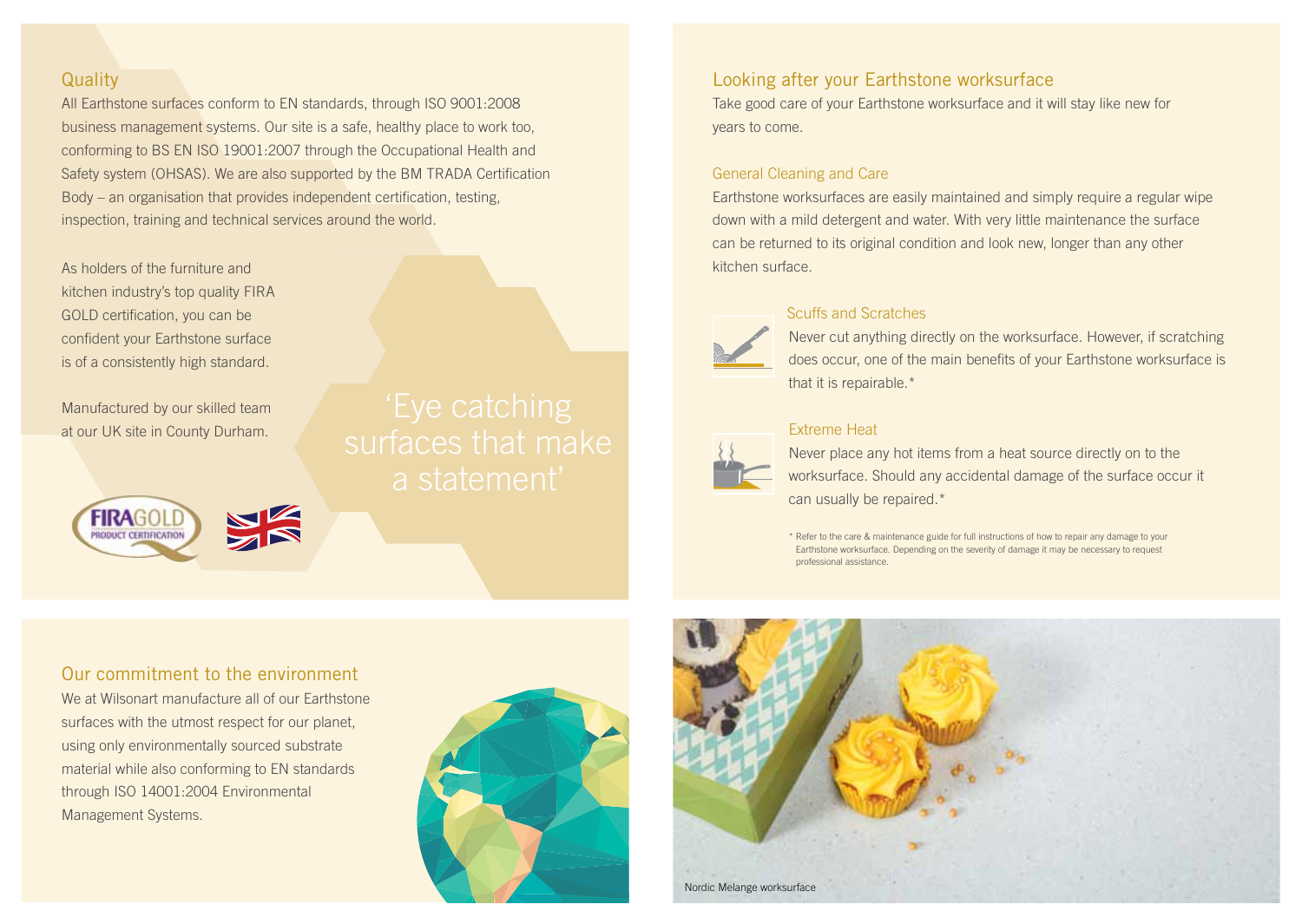## Quality

All Earthstone surfaces conform to EN standards, through ISO 9001:2008 business management systems. Our site is a safe, healthy place to work too, conforming to BS EN ISO 19001:2007 through the Occupational Health and Safety system (OHSAS). We are also supported by the BM TRADA Certification Body – an organisation that provides independent certification, testing, inspection, training and technical services around the world.

As holders of the furniture and kitchen industry's top quality FIRA GOLD certification, you can be confident your Earthstone surface is of a consistently high standard.

Manufactured by our skilled team at our UK site in County Durham.

'Eye catching surfaces that make a statement'

## Looking after your Earthstone worksurface

Take good care of your Earthstone worksurface and it will stay like new for years to come.

### General Cleaning and Care

Earthstone worksurfaces are easily maintained and simply require a regular wipe down with a mild detergent and water. With very little maintenance the surface can be returned to its original condition and look new, longer than any other kitchen surface.

### Scuffs and Scratches

Never cut anything directly on the worksurface. However, if scratching does occur, one of the main benefits of your Earthstone worksurface is that it is repairable.*

### Extreme Heat

Never place any hot items from a heat source directly on to the worksurface. Should any accidental damage of the surface occur it can usually be repaired.*

\* Refer to the care & maintenance guide for full instructions of how to repair any damage to your Earthstone worksurface. Depending on the severity of damage it may be necessary to request professional assistance.

## Our commitment to the environment

We at Wilsonart manufacture all of our Earthstone surfaces with the utmost respect for our planet, using only environmentally sourced substrate material while also conforming to EN standards through ISO 14001:2004 Environmental Management Systems.

Nordic Melange worksurface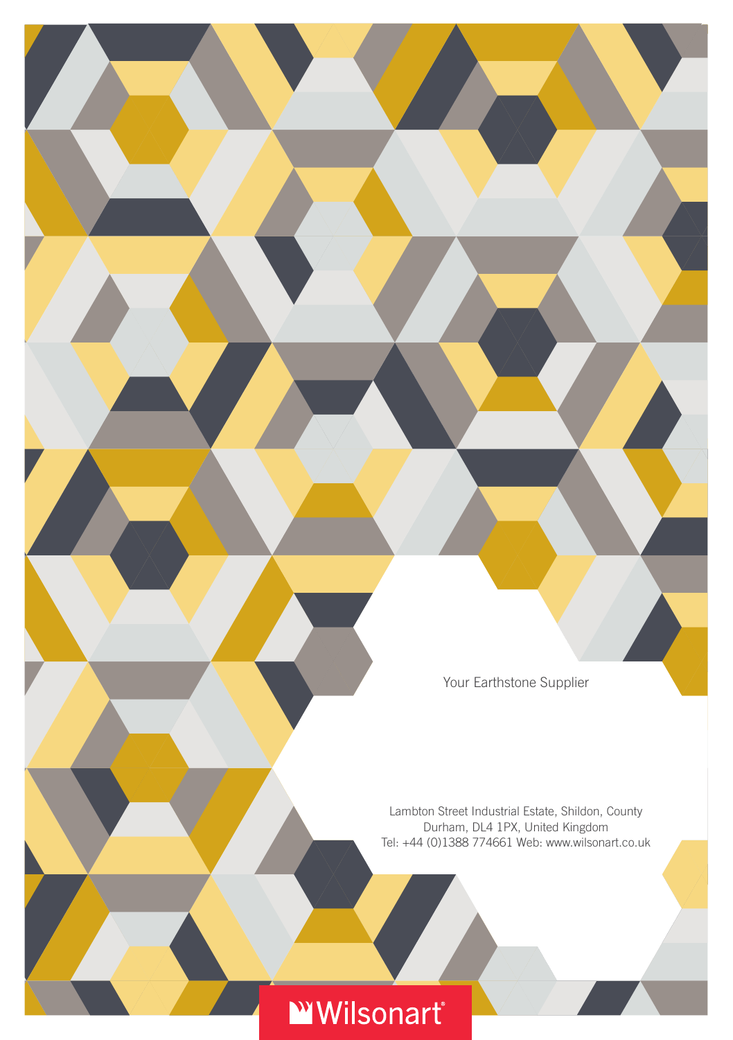Your Earthstone Supplier

Lambton Street Industrial Estate, Shildon, County Durham, DL4 1PX, United Kingdom
Tel: +44 (0)1388 774661 Web: www.wilsonart.co.uk

Wilsonart®